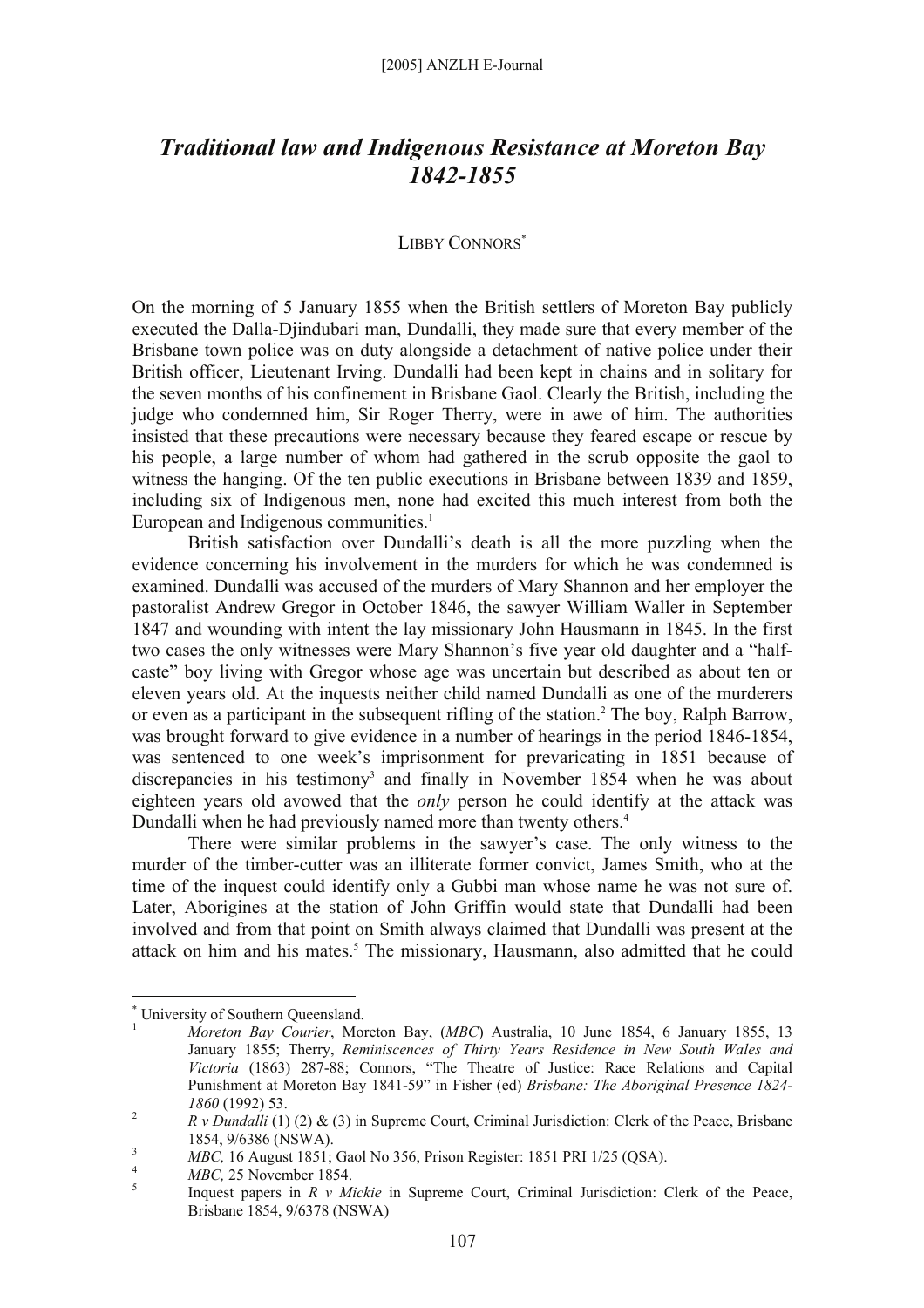# *Traditional law and Indigenous Resistance at Moreton Bay 1842-1855*

LIBBY CONNORS[*]

On the morning of 5 January 1855 when the British settlers of Moreton Bay publicly executed the Dalla-Djindubari man, Dundalli, they made sure that every member of the Brisbane town police was on duty alongside a detachment of native police under their British officer, Lieutenant Irving. Dundalli had been kept in chains and in solitary for the seven months of his confinement in Brisbane Gaol. Clearly the British, including the judge who condemned him, Sir Roger Therry, were in awe of him. The authorities insisted that these precautions were necessary because they feared escape or rescue by his people, a large number of whom had gathered in the scrub opposite the gaol to witness the hanging. Of the ten public executions in Brisbane between 1839 and 1859, including six of Indigenous men, none had excited this much interest from both the European and Indigenous communities.[1]

British satisfaction over Dundalli's death is all the more puzzling when the evidence concerning his involvement in the murders for which he was condemned is examined. Dundalli was accused of the murders of Mary Shannon and her employer the pastoralist Andrew Gregor in October 1846, the sawyer William Waller in September 1847 and wounding with intent the lay missionary John Hausmann in 1845. In the first two cases the only witnesses were Mary Shannon's five year old daughter and a "half-caste" boy living with Gregor whose age was uncertain but described as about ten or eleven years old. At the inquests neither child named Dundalli as one of the murderers or even as a participant in the subsequent rifling of the station.[2] The boy, Ralph Barrow, was brought forward to give evidence in a number of hearings in the period 1846-1854, was sentenced to one week's imprisonment for prevaricating in 1851 because of discrepancies in his testimony[3] and finally in November 1854 when he was about eighteen years old avowed that the *only* person he could identify at the attack was Dundalli when he had previously named more than twenty others.[4]

There were similar problems in the sawyer's case. The only witness to the murder of the timber-cutter was an illiterate former convict, James Smith, who at the time of the inquest could identify only a Gubbi man whose name he was not sure of. Later, Aborigines at the station of John Griffin would state that Dundalli had been involved and from that point on Smith always claimed that Dundalli was present at the attack on him and his mates.[5] The missionary, Hausmann, also admitted that he could

---

[*] University of Southern Queensland.

[1] *Moreton Bay Courier*, Moreton Bay, (*MBC*) Australia, 10 June 1854, 6 January 1855, 13 January 1855; Therry, *Reminiscences of Thirty Years Residence in New South Wales and Victoria* (1863) 287-88; Connors, "The Theatre of Justice: Race Relations and Capital Punishment at Moreton Bay 1841-59" in Fisher (ed) *Brisbane: The Aboriginal Presence 1824-1860* (1992) 53.

[2] *R v Dundalli* (1) (2) & (3) in Supreme Court, Criminal Jurisdiction: Clerk of the Peace, Brisbane 1854, 9/6386 (NSWA).

[3] *MBC,* 16 August 1851; Gaol No 356, Prison Register: 1851 PRI 1/25 (QSA).

[4] *MBC,* 25 November 1854.

[5] Inquest papers in *R v Mickie* in Supreme Court, Criminal Jurisdiction: Clerk of the Peace, Brisbane 1854, 9/6378 (NSWA)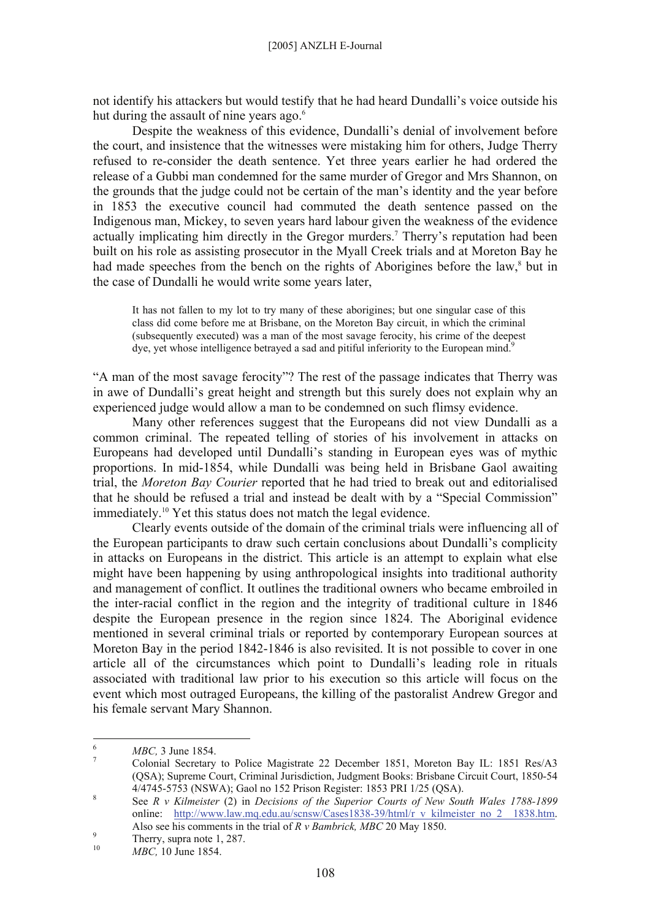not identify his attackers but would testify that he had heard Dundalli's voice outside his hut during the assault of nine years ago.[6]

Despite the weakness of this evidence, Dundalli's denial of involvement before the court, and insistence that the witnesses were mistaking him for others, Judge Therry refused to re-consider the death sentence. Yet three years earlier he had ordered the release of a Gubbi man condemned for the same murder of Gregor and Mrs Shannon, on the grounds that the judge could not be certain of the man's identity and the year before in 1853 the executive council had commuted the death sentence passed on the Indigenous man, Mickey, to seven years hard labour given the weakness of the evidence actually implicating him directly in the Gregor murders.[7] Therry's reputation had been built on his role as assisting prosecutor in the Myall Creek trials and at Moreton Bay he had made speeches from the bench on the rights of Aborigines before the law,[8] but in the case of Dundalli he would write some years later,

> It has not fallen to my lot to try many of these aborigines; but one singular case of this class did come before me at Brisbane, on the Moreton Bay circuit, in which the criminal (subsequently executed) was a man of the most savage ferocity, his crime of the deepest dye, yet whose intelligence betrayed a sad and pitiful inferiority to the European mind.[9]

"A man of the most savage ferocity"? The rest of the passage indicates that Therry was in awe of Dundalli's great height and strength but this surely does not explain why an experienced judge would allow a man to be condemned on such flimsy evidence.

Many other references suggest that the Europeans did not view Dundalli as a common criminal. The repeated telling of stories of his involvement in attacks on Europeans had developed until Dundalli's standing in European eyes was of mythic proportions. In mid-1854, while Dundalli was being held in Brisbane Gaol awaiting trial, the *Moreton Bay Courier* reported that he had tried to break out and editorialised that he should be refused a trial and instead be dealt with by a "Special Commission" immediately.[10] Yet this status does not match the legal evidence.

Clearly events outside of the domain of the criminal trials were influencing all of the European participants to draw such certain conclusions about Dundalli's complicity in attacks on Europeans in the district. This article is an attempt to explain what else might have been happening by using anthropological insights into traditional authority and management of conflict. It outlines the traditional owners who became embroiled in the inter-racial conflict in the region and the integrity of traditional culture in 1846 despite the European presence in the region since 1824. The Aboriginal evidence mentioned in several criminal trials or reported by contemporary European sources at Moreton Bay in the period 1842-1846 is also revisited. It is not possible to cover in one article all of the circumstances which point to Dundalli's leading role in rituals associated with traditional law prior to his execution so this article will focus on the event which most outraged Europeans, the killing of the pastoralist Andrew Gregor and his female servant Mary Shannon.

---

[6] *MBC,* 3 June 1854.

[7] Colonial Secretary to Police Magistrate 22 December 1851, Moreton Bay IL: 1851 Res/A3 (QSA); Supreme Court, Criminal Jurisdiction, Judgment Books: Brisbane Circuit Court, 1850-54 4/4745-5753 (NSWA); Gaol no 152 Prison Register: 1853 PRI 1/25 (QSA).

[8] See *R v Kilmeister* (2) in *Decisions of the Superior Courts of New South Wales 1788-1899* online: http://www.law.mq.edu.au/scnsw/Cases1838-39/html/r_v_kilmeister_no_2__1838.htm. Also see his comments in the trial of *R v Bambrick, MBC* 20 May 1850.

[9] Therry, supra note 1, 287.

[10] *MBC,* 10 June 1854.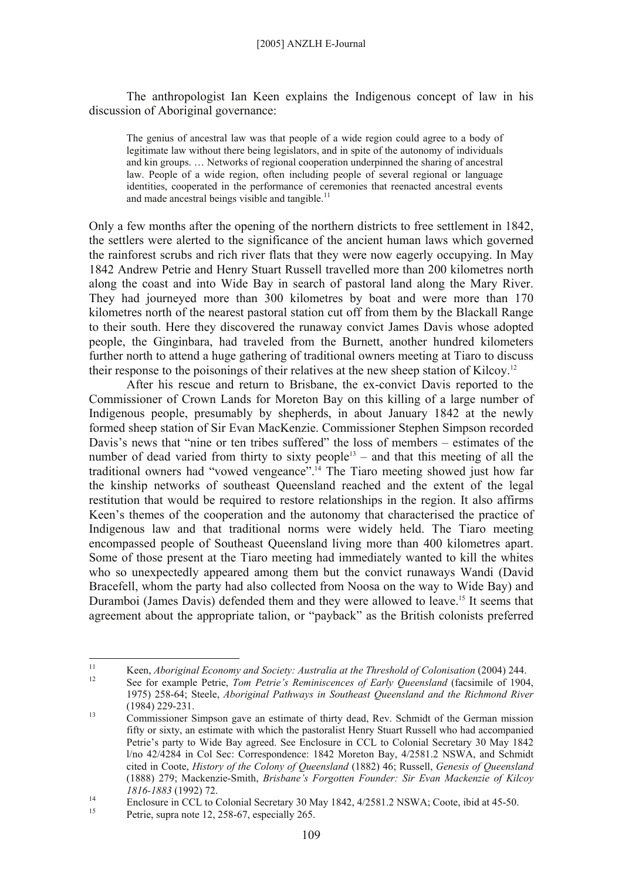The anthropologist Ian Keen explains the Indigenous concept of law in his discussion of Aboriginal governance:

> The genius of ancestral law was that people of a wide region could agree to a body of legitimate law without there being legislators, and in spite of the autonomy of individuals and kin groups. … Networks of regional cooperation underpinned the sharing of ancestral law. People of a wide region, often including people of several regional or language identities, cooperated in the performance of ceremonies that reenacted ancestral events and made ancestral beings visible and tangible.[11]

Only a few months after the opening of the northern districts to free settlement in 1842, the settlers were alerted to the significance of the ancient human laws which governed the rainforest scrubs and rich river flats that they were now eagerly occupying. In May 1842 Andrew Petrie and Henry Stuart Russell travelled more than 200 kilometres north along the coast and into Wide Bay in search of pastoral land along the Mary River. They had journeyed more than 300 kilometres by boat and were more than 170 kilometres north of the nearest pastoral station cut off from them by the Blackall Range to their south. Here they discovered the runaway convict James Davis whose adopted people, the Ginginbara, had traveled from the Burnett, another hundred kilometers further north to attend a huge gathering of traditional owners meeting at Tiaro to discuss their response to the poisonings of their relatives at the new sheep station of Kilcoy.[12]

After his rescue and return to Brisbane, the ex-convict Davis reported to the Commissioner of Crown Lands for Moreton Bay on this killing of a large number of Indigenous people, presumably by shepherds, in about January 1842 at the newly formed sheep station of Sir Evan MacKenzie. Commissioner Stephen Simpson recorded Davis's news that "nine or ten tribes suffered" the loss of members – estimates of the number of dead varied from thirty to sixty people[13] – and that this meeting of all the traditional owners had "vowed vengeance".[14] The Tiaro meeting showed just how far the kinship networks of southeast Queensland reached and the extent of the legal restitution that would be required to restore relationships in the region. It also affirms Keen's themes of the cooperation and the autonomy that characterised the practice of Indigenous law and that traditional norms were widely held. The Tiaro meeting encompassed people of Southeast Queensland living more than 400 kilometres apart. Some of those present at the Tiaro meeting had immediately wanted to kill the whites who so unexpectedly appeared among them but the convict runaways Wandi (David Bracefell, whom the party had also collected from Noosa on the way to Wide Bay) and Duramboi (James Davis) defended them and they were allowed to leave.[15] It seems that agreement about the appropriate talion, or "payback" as the British colonists preferred

---

[11] Keen, *Aboriginal Economy and Society: Australia at the Threshold of Colonisation* (2004) 244.

[12] See for example Petrie, *Tom Petrie's Reminiscences of Early Queensland* (facsimile of 1904, 1975) 258-64; Steele, *Aboriginal Pathways in Southeast Queensland and the Richmond River* (1984) 229-231.

[13] Commissioner Simpson gave an estimate of thirty dead, Rev. Schmidt of the German mission fifty or sixty, an estimate with which the pastoralist Henry Stuart Russell who had accompanied Petrie's party to Wide Bay agreed. See Enclosure in CCL to Colonial Secretary 30 May 1842 l/no 42/4284 in Col Sec: Correspondence: 1842 Moreton Bay, 4/2581.2 NSWA, and Schmidt cited in Coote, *History of the Colony of Queensland* (1882) 46; Russell, *Genesis of Queensland* (1888) 279; Mackenzie-Smith, *Brisbane's Forgotten Founder: Sir Evan Mackenzie of Kilcoy 1816-1883* (1992) 72.

[14] Enclosure in CCL to Colonial Secretary 30 May 1842, 4/2581.2 NSWA; Coote, ibid at 45-50.

[15] Petrie, supra note 12, 258-67, especially 265.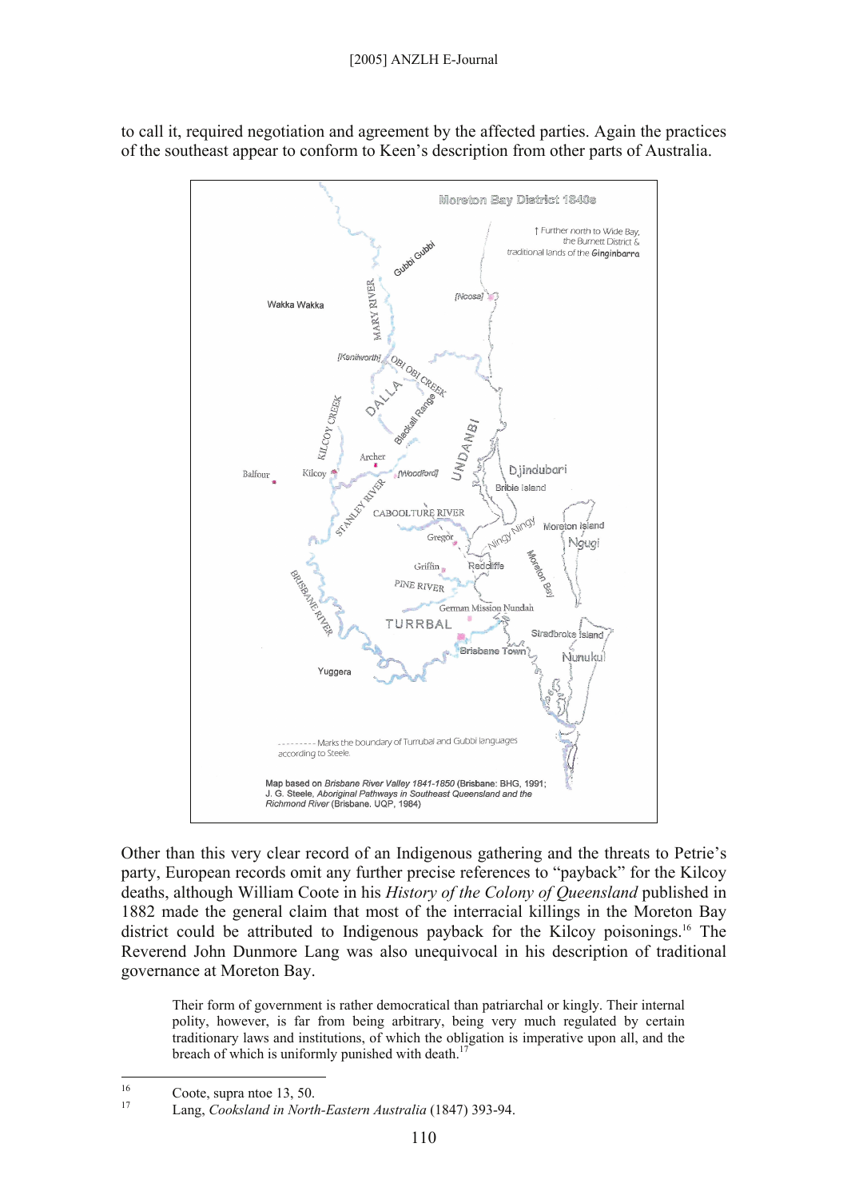to call it, required negotiation and agreement by the affected parties. Again the practices of the southeast appear to conform to Keen's description from other parts of Australia.

Other than this very clear record of an Indigenous gathering and the threats to Petrie's party, European records omit any further precise references to "payback" for the Kilcoy deaths, although William Coote in his *History of the Colony of Queensland* published in 1882 made the general claim that most of the interracial killings in the Moreton Bay district could be attributed to Indigenous payback for the Kilcoy poisonings.[16] The Reverend John Dunmore Lang was also unequivocal in his description of traditional governance at Moreton Bay.

> Their form of government is rather democratical than patriarchal or kingly. Their internal polity, however, is far from being arbitrary, being very much regulated by certain traditionary laws and institutions, of which the obligation is imperative upon all, and the breach of which is uniformly punished with death.[17]

---

16 Coote, supra ntoe 13, 50.

17 Lang, *Cooksland in North-Eastern Australia* (1847) 393-94.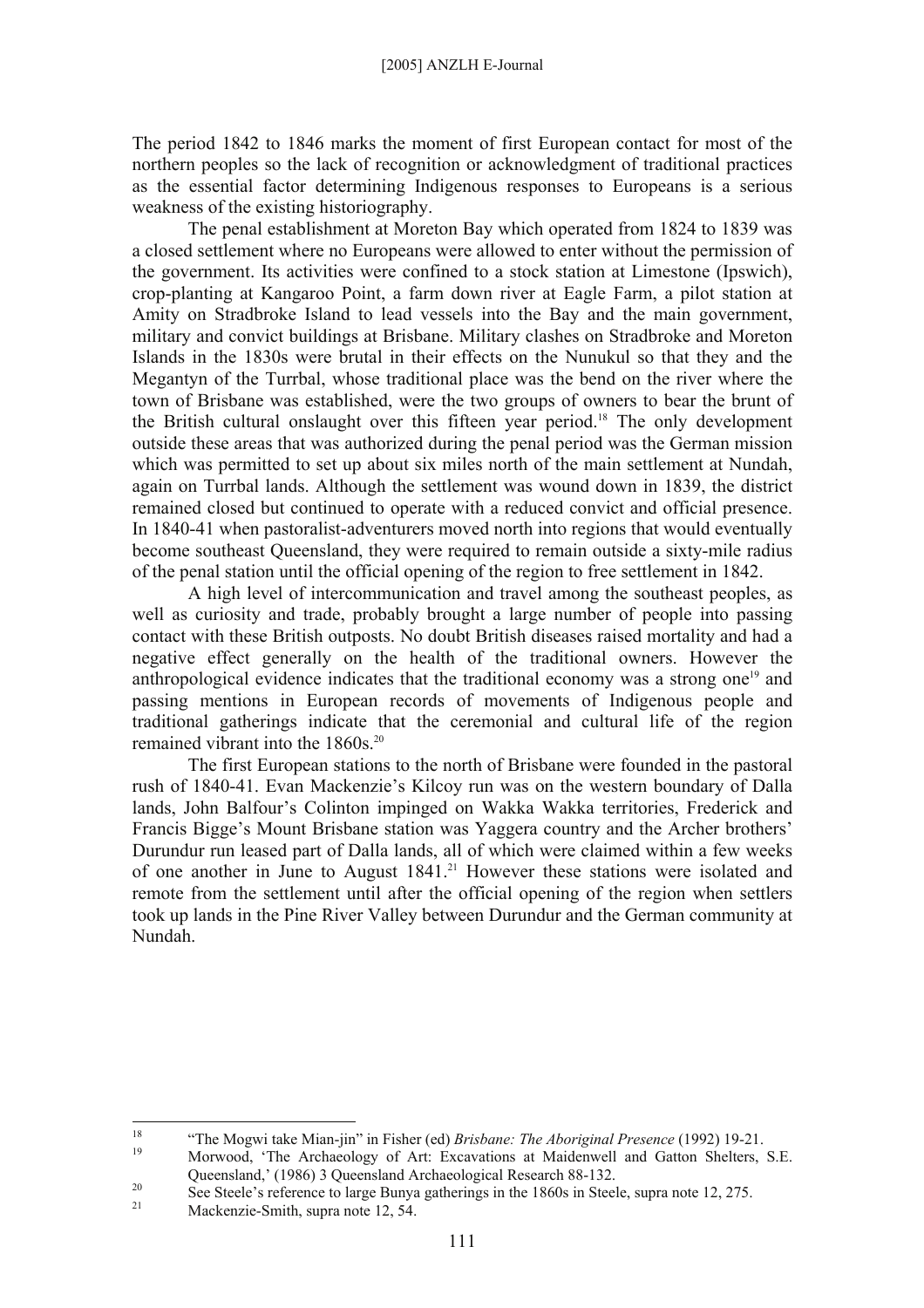The period 1842 to 1846 marks the moment of first European contact for most of the northern peoples so the lack of recognition or acknowledgment of traditional practices as the essential factor determining Indigenous responses to Europeans is a serious weakness of the existing historiography.

The penal establishment at Moreton Bay which operated from 1824 to 1839 was a closed settlement where no Europeans were allowed to enter without the permission of the government. Its activities were confined to a stock station at Limestone (Ipswich), crop-planting at Kangaroo Point, a farm down river at Eagle Farm, a pilot station at Amity on Stradbroke Island to lead vessels into the Bay and the main government, military and convict buildings at Brisbane. Military clashes on Stradbroke and Moreton Islands in the 1830s were brutal in their effects on the Nunukul so that they and the Megantyn of the Turrbal, whose traditional place was the bend on the river where the town of Brisbane was established, were the two groups of owners to bear the brunt of the British cultural onslaught over this fifteen year period.[18] The only development outside these areas that was authorized during the penal period was the German mission which was permitted to set up about six miles north of the main settlement at Nundah, again on Turrbal lands. Although the settlement was wound down in 1839, the district remained closed but continued to operate with a reduced convict and official presence. In 1840-41 when pastoralist-adventurers moved north into regions that would eventually become southeast Queensland, they were required to remain outside a sixty-mile radius of the penal station until the official opening of the region to free settlement in 1842.

A high level of intercommunication and travel among the southeast peoples, as well as curiosity and trade, probably brought a large number of people into passing contact with these British outposts. No doubt British diseases raised mortality and had a negative effect generally on the health of the traditional owners. However the anthropological evidence indicates that the traditional economy was a strong one[19] and passing mentions in European records of movements of Indigenous people and traditional gatherings indicate that the ceremonial and cultural life of the region remained vibrant into the 1860s.[20]

The first European stations to the north of Brisbane were founded in the pastoral rush of 1840-41. Evan Mackenzie's Kilcoy run was on the western boundary of Dalla lands, John Balfour's Colinton impinged on Wakka Wakka territories, Frederick and Francis Bigge's Mount Brisbane station was Yaggera country and the Archer brothers' Durundur run leased part of Dalla lands, all of which were claimed within a few weeks of one another in June to August 1841.[21] However these stations were isolated and remote from the settlement until after the official opening of the region when settlers took up lands in the Pine River Valley between Durundur and the German community at Nundah.

---

[18] "The Mogwi take Mian-jin" in Fisher (ed) *Brisbane: The Aboriginal Presence* (1992) 19-21.

[19] Morwood, 'The Archaeology of Art: Excavations at Maidenwell and Gatton Shelters, S.E. Queensland,' (1986) 3 Queensland Archaeological Research 88-132.

[20] See Steele's reference to large Bunya gatherings in the 1860s in Steele, supra note 12, 275.

[21] Mackenzie-Smith, supra note 12, 54.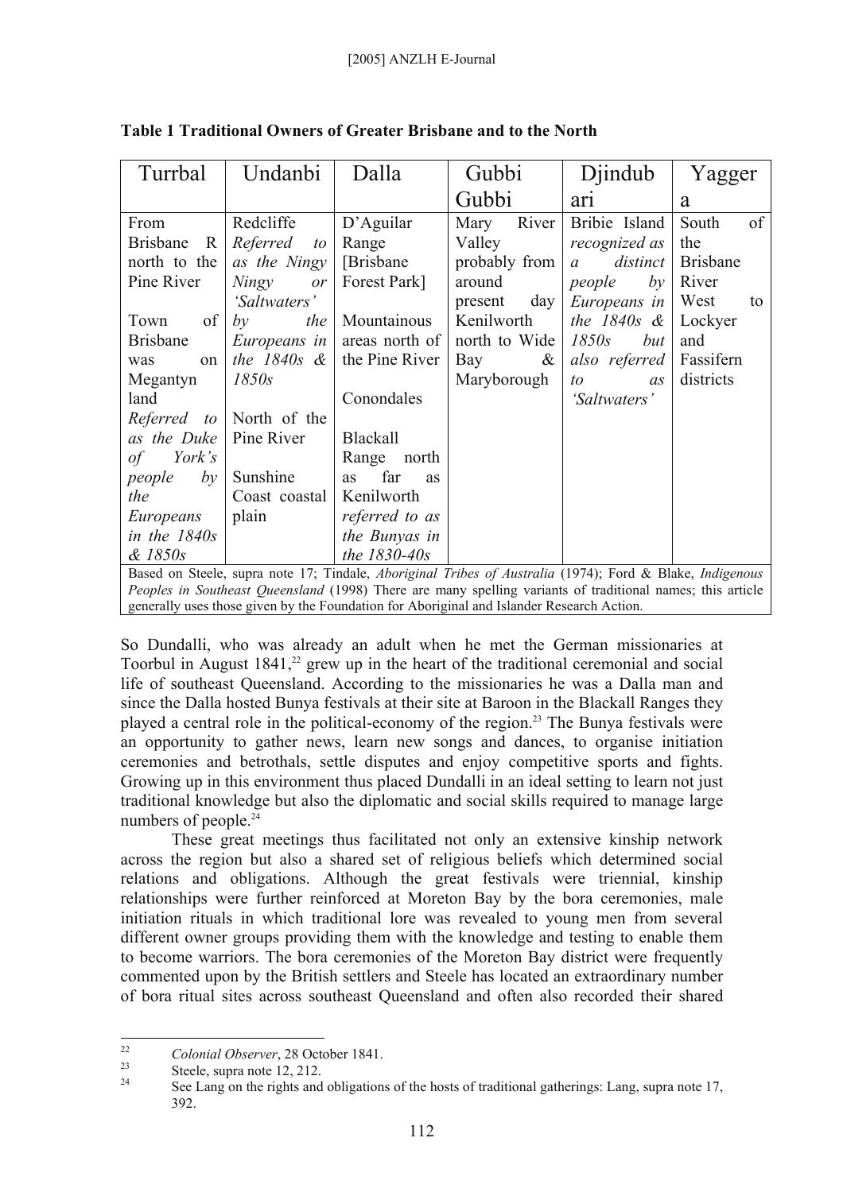**Table 1 Traditional Owners of Greater Brisbane and to the North**

| Turrbal | Undanbi | Dalla | Gubbi Gubbi | Djindubari | Yaggera |
|---|---|---|---|---|---|
| From Brisbane R north to the Pine River<br><br>Town of Brisbane was on Megantyn land<br>*Referred to as the Duke of York's people by the Europeans in the 1840s & 1850s* | Redcliffe *Referred to as the Ningy Ningy or 'Saltwaters' by the Europeans in the 1840s & 1850s*<br><br>North of the Pine River<br><br>Sunshine Coast coastal plain | D'Aguilar Range [Brisbane Forest Park]<br><br>Mountainous areas north of the Pine River<br><br>Conondales<br><br>Blackall Range north as far as Kenilworth *referred to as the Bunyas in the 1830-40s* | Mary River Valley probably from around present day Kenilworth north to Wide Bay & Maryborough | Bribie Island *recognized as a distinct people by Europeans in the 1840s & 1850s but also referred to as 'Saltwaters'* | South of the Brisbane River West to Lockyer and Fassifern districts |

Based on Steele, supra note 17; Tindale, *Aboriginal Tribes of Australia* (1974); Ford & Blake, *Indigenous Peoples in Southeast Queensland* (1998) There are many spelling variants of traditional names; this article generally uses those given by the Foundation for Aboriginal and Islander Research Action.

So Dundalli, who was already an adult when he met the German missionaries at Toorbul in August 1841,[22] grew up in the heart of the traditional ceremonial and social life of southeast Queensland. According to the missionaries he was a Dalla man and since the Dalla hosted Bunya festivals at their site at Baroon in the Blackall Ranges they played a central role in the political-economy of the region.[23] The Bunya festivals were an opportunity to gather news, learn new songs and dances, to organise initiation ceremonies and betrothals, settle disputes and enjoy competitive sports and fights. Growing up in this environment thus placed Dundalli in an ideal setting to learn not just traditional knowledge but also the diplomatic and social skills required to manage large numbers of people.[24]

These great meetings thus facilitated not only an extensive kinship network across the region but also a shared set of religious beliefs which determined social relations and obligations. Although the great festivals were triennial, kinship relationships were further reinforced at Moreton Bay by the bora ceremonies, male initiation rituals in which traditional lore was revealed to young men from several different owner groups providing them with the knowledge and testing to enable them to become warriors. The bora ceremonies of the Moreton Bay district were frequently commented upon by the British settlers and Steele has located an extraordinary number of bora ritual sites across southeast Queensland and often also recorded their shared

---

[22] *Colonial Observer*, 28 October 1841.

[23] Steele, supra note 12, 212.

[24] See Lang on the rights and obligations of the hosts of traditional gatherings: Lang, supra note 17, 392.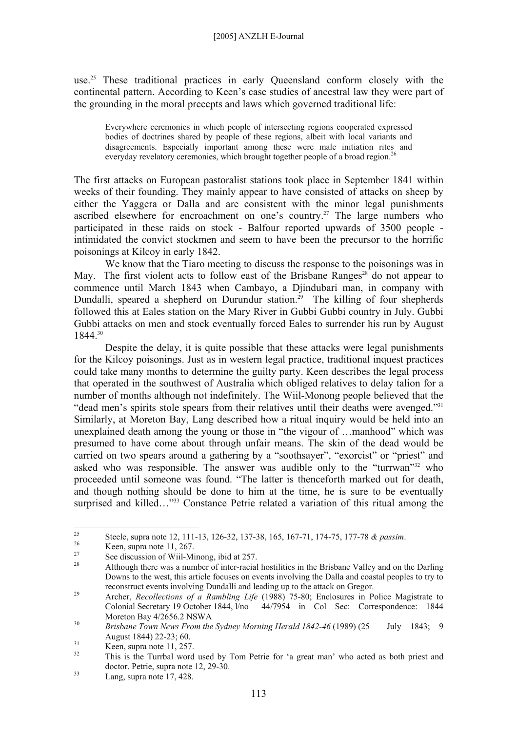use.[25] These traditional practices in early Queensland conform closely with the continental pattern. According to Keen's case studies of ancestral law they were part of the grounding in the moral precepts and laws which governed traditional life:

> Everywhere ceremonies in which people of intersecting regions cooperated expressed bodies of doctrines shared by people of these regions, albeit with local variants and disagreements. Especially important among these were male initiation rites and everyday revelatory ceremonies, which brought together people of a broad region.[26]

The first attacks on European pastoralist stations took place in September 1841 within weeks of their founding. They mainly appear to have consisted of attacks on sheep by either the Yaggera or Dalla and are consistent with the minor legal punishments ascribed elsewhere for encroachment on one's country.[27] The large numbers who participated in these raids on stock - Balfour reported upwards of 3500 people - intimidated the convict stockmen and seem to have been the precursor to the horrific poisonings at Kilcoy in early 1842.

We know that the Tiaro meeting to discuss the response to the poisonings was in May. The first violent acts to follow east of the Brisbane Ranges[28] do not appear to commence until March 1843 when Cambayo, a Djindubari man, in company with Dundalli, speared a shepherd on Durundur station.[29] The killing of four shepherds followed this at Eales station on the Mary River in Gubbi Gubbi country in July. Gubbi Gubbi attacks on men and stock eventually forced Eales to surrender his run by August 1844.[30]

Despite the delay, it is quite possible that these attacks were legal punishments for the Kilcoy poisonings. Just as in western legal practice, traditional inquest practices could take many months to determine the guilty party. Keen describes the legal process that operated in the southwest of Australia which obliged relatives to delay talion for a number of months although not indefinitely. The Wiil-Monong people believed that the "dead men's spirits stole spears from their relatives until their deaths were avenged."[31] Similarly, at Moreton Bay, Lang described how a ritual inquiry would be held into an unexplained death among the young or those in "the vigour of …manhood" which was presumed to have come about through unfair means. The skin of the dead would be carried on two spears around a gathering by a "soothsayer", "exorcist" or "priest" and asked who was responsible. The answer was audible only to the "turrwan"[32] who proceeded until someone was found. "The latter is thenceforth marked out for death, and though nothing should be done to him at the time, he is sure to be eventually surprised and killed…"[33] Constance Petrie related a variation of this ritual among the

---

[25] Steele, supra note 12, 111-13, 126-32, 137-38, 165, 167-71, 174-75, 177-78 *& passim*.

[26] Keen, supra note 11, 267.

[27] See discussion of Wiil-Minong, ibid at 257.

[28] Although there was a number of inter-racial hostilities in the Brisbane Valley and on the Darling Downs to the west, this article focuses on events involving the Dalla and coastal peoples to try to reconstruct events involving Dundalli and leading up to the attack on Gregor.

[29] Archer, *Recollections of a Rambling Life* (1988) 75-80; Enclosures in Police Magistrate to Colonial Secretary 19 October 1844, l/no 44/7954 in Col Sec: Correspondence: 1844 Moreton Bay 4/2656.2 NSWA

[30] *Brisbane Town News From the Sydney Morning Herald 1842-46* (1989) (25 July 1843; 9 August 1844) 22-23; 60.

[31] Keen, supra note 11, 257.

[32] This is the Turrbal word used by Tom Petrie for 'a great man' who acted as both priest and doctor. Petrie, supra note 12, 29-30.

[33] Lang, supra note 17, 428.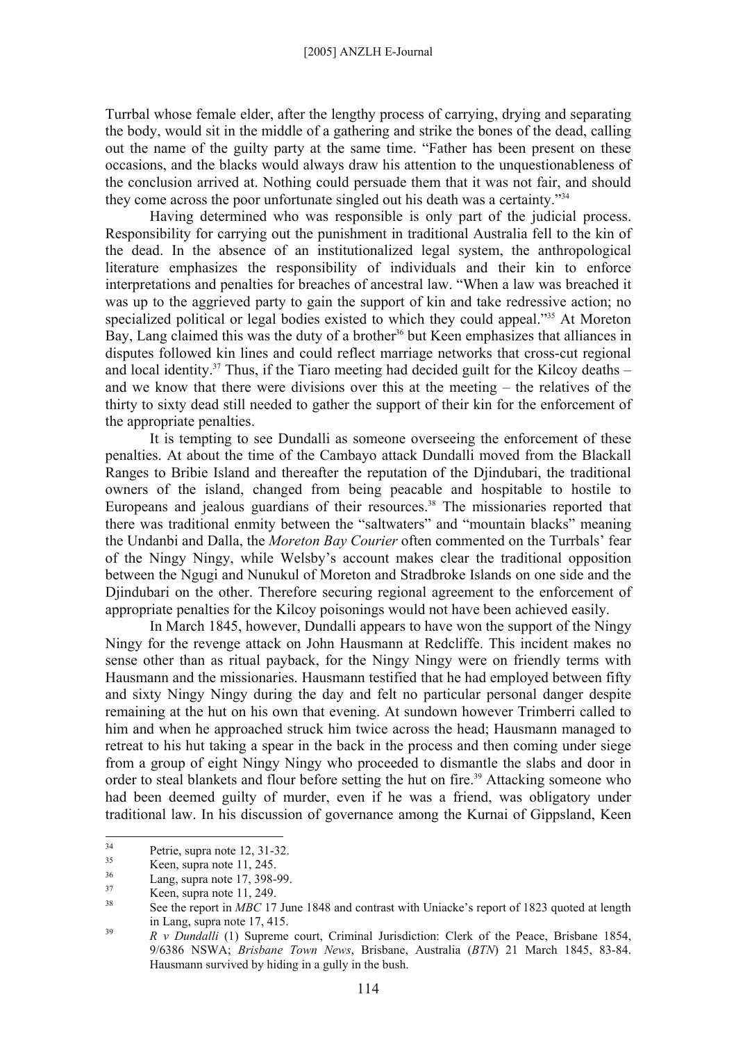Turrbal whose female elder, after the lengthy process of carrying, drying and separating the body, would sit in the middle of a gathering and strike the bones of the dead, calling out the name of the guilty party at the same time. "Father has been present on these occasions, and the blacks would always draw his attention to the unquestionableness of the conclusion arrived at. Nothing could persuade them that it was not fair, and should they come across the poor unfortunate singled out his death was a certainty."[34]

Having determined who was responsible is only part of the judicial process. Responsibility for carrying out the punishment in traditional Australia fell to the kin of the dead. In the absence of an institutionalized legal system, the anthropological literature emphasizes the responsibility of individuals and their kin to enforce interpretations and penalties for breaches of ancestral law. "When a law was breached it was up to the aggrieved party to gain the support of kin and take redressive action; no specialized political or legal bodies existed to which they could appeal."[35] At Moreton Bay, Lang claimed this was the duty of a brother[36] but Keen emphasizes that alliances in disputes followed kin lines and could reflect marriage networks that cross-cut regional and local identity.[37] Thus, if the Tiaro meeting had decided guilt for the Kilcoy deaths – and we know that there were divisions over this at the meeting – the relatives of the thirty to sixty dead still needed to gather the support of their kin for the enforcement of the appropriate penalties.

It is tempting to see Dundalli as someone overseeing the enforcement of these penalties. At about the time of the Cambayo attack Dundalli moved from the Blackall Ranges to Bribie Island and thereafter the reputation of the Djindubari, the traditional owners of the island, changed from being peacable and hospitable to hostile to Europeans and jealous guardians of their resources.[38] The missionaries reported that there was traditional enmity between the "saltwaters" and "mountain blacks" meaning the Undanbi and Dalla, the *Moreton Bay Courier* often commented on the Turrbals' fear of the Ningy Ningy, while Welsby's account makes clear the traditional opposition between the Ngugi and Nunukul of Moreton and Stradbroke Islands on one side and the Djindubari on the other. Therefore securing regional agreement to the enforcement of appropriate penalties for the Kilcoy poisonings would not have been achieved easily.

In March 1845, however, Dundalli appears to have won the support of the Ningy Ningy for the revenge attack on John Hausmann at Redcliffe. This incident makes no sense other than as ritual payback, for the Ningy Ningy were on friendly terms with Hausmann and the missionaries. Hausmann testified that he had employed between fifty and sixty Ningy Ningy during the day and felt no particular personal danger despite remaining at the hut on his own that evening. At sundown however Trimberri called to him and when he approached struck him twice across the head; Hausmann managed to retreat to his hut taking a spear in the back in the process and then coming under siege from a group of eight Ningy Ningy who proceeded to dismantle the slabs and door in order to steal blankets and flour before setting the hut on fire.[39] Attacking someone who had been deemed guilty of murder, even if he was a friend, was obligatory under traditional law. In his discussion of governance among the Kurnai of Gippsland, Keen

---

[34] Petrie, supra note 12, 31-32.

[35] Keen, supra note 11, 245.

[36] Lang, supra note 17, 398-99.

[37] Keen, supra note 11, 249.

[38] See the report in *MBC* 17 June 1848 and contrast with Uniacke's report of 1823 quoted at length in Lang, supra note 17, 415.

[39] *R v Dundalli* (1) Supreme court, Criminal Jurisdiction: Clerk of the Peace, Brisbane 1854, 9/6386 NSWA; *Brisbane Town News*, Brisbane, Australia (*BTN*) 21 March 1845, 83-84. Hausmann survived by hiding in a gully in the bush.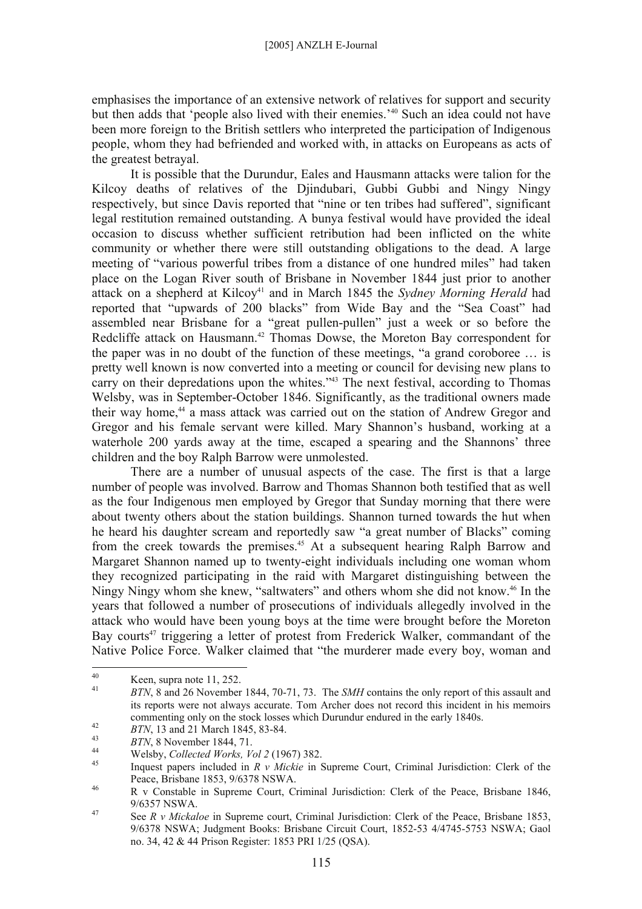emphasises the importance of an extensive network of relatives for support and security but then adds that 'people also lived with their enemies.'[40] Such an idea could not have been more foreign to the British settlers who interpreted the participation of Indigenous people, whom they had befriended and worked with, in attacks on Europeans as acts of the greatest betrayal.

It is possible that the Durundur, Eales and Hausmann attacks were talion for the Kilcoy deaths of relatives of the Djindubari, Gubbi Gubbi and Ningy Ningy respectively, but since Davis reported that "nine or ten tribes had suffered", significant legal restitution remained outstanding. A bunya festival would have provided the ideal occasion to discuss whether sufficient retribution had been inflicted on the white community or whether there were still outstanding obligations to the dead. A large meeting of "various powerful tribes from a distance of one hundred miles" had taken place on the Logan River south of Brisbane in November 1844 just prior to another attack on a shepherd at Kilcoy[41] and in March 1845 the *Sydney Morning Herald* had reported that "upwards of 200 blacks" from Wide Bay and the "Sea Coast" had assembled near Brisbane for a "great pullen-pullen" just a week or so before the Redcliffe attack on Hausmann.[42] Thomas Dowse, the Moreton Bay correspondent for the paper was in no doubt of the function of these meetings, "a grand coroboree … is pretty well known is now converted into a meeting or council for devising new plans to carry on their depredations upon the whites."[43] The next festival, according to Thomas Welsby, was in September-October 1846. Significantly, as the traditional owners made their way home,[44] a mass attack was carried out on the station of Andrew Gregor and Gregor and his female servant were killed. Mary Shannon's husband, working at a waterhole 200 yards away at the time, escaped a spearing and the Shannons' three children and the boy Ralph Barrow were unmolested.

There are a number of unusual aspects of the case. The first is that a large number of people was involved. Barrow and Thomas Shannon both testified that as well as the four Indigenous men employed by Gregor that Sunday morning that there were about twenty others about the station buildings. Shannon turned towards the hut when he heard his daughter scream and reportedly saw "a great number of Blacks" coming from the creek towards the premises.[45] At a subsequent hearing Ralph Barrow and Margaret Shannon named up to twenty-eight individuals including one woman whom they recognized participating in the raid with Margaret distinguishing between the Ningy Ningy whom she knew, "saltwaters" and others whom she did not know.[46] In the years that followed a number of prosecutions of individuals allegedly involved in the attack who would have been young boys at the time were brought before the Moreton Bay courts[47] triggering a letter of protest from Frederick Walker, commandant of the Native Police Force. Walker claimed that "the murderer made every boy, woman and

---

[40] Keen, supra note 11, 252.

[41] *BTN*, 8 and 26 November 1844, 70-71, 73. The *SMH* contains the only report of this assault and its reports were not always accurate. Tom Archer does not record this incident in his memoirs commenting only on the stock losses which Durundur endured in the early 1840s.

[42] *BTN*, 13 and 21 March 1845, 83-84.

[43] *BTN*, 8 November 1844, 71.

[44] Welsby, *Collected Works, Vol 2* (1967) 382.

[45] Inquest papers included in *R v Mickie* in Supreme Court, Criminal Jurisdiction: Clerk of the Peace, Brisbane 1853, 9/6378 NSWA.

[46] R v Constable in Supreme Court, Criminal Jurisdiction: Clerk of the Peace, Brisbane 1846, 9/6357 NSWA.

[47] See *R v Mickaloe* in Supreme court, Criminal Jurisdiction: Clerk of the Peace, Brisbane 1853, 9/6378 NSWA; Judgment Books: Brisbane Circuit Court, 1852-53 4/4745-5753 NSWA; Gaol no. 34, 42 & 44 Prison Register: 1853 PRI 1/25 (QSA).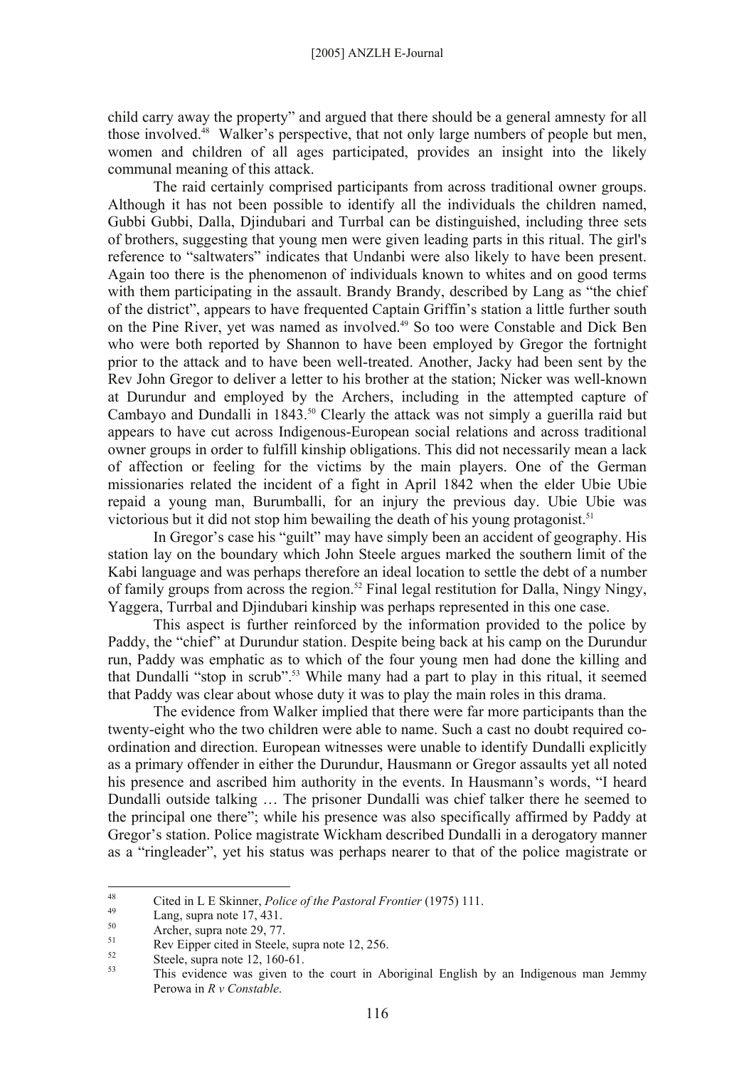child carry away the property" and argued that there should be a general amnesty for all those involved.[48] Walker's perspective, that not only large numbers of people but men, women and children of all ages participated, provides an insight into the likely communal meaning of this attack.

The raid certainly comprised participants from across traditional owner groups. Although it has not been possible to identify all the individuals the children named, Gubbi Gubbi, Dalla, Djindubari and Turrbal can be distinguished, including three sets of brothers, suggesting that young men were given leading parts in this ritual. The girl's reference to "saltwaters" indicates that Undanbi were also likely to have been present. Again too there is the phenomenon of individuals known to whites and on good terms with them participating in the assault. Brandy Brandy, described by Lang as "the chief of the district", appears to have frequented Captain Griffin's station a little further south on the Pine River, yet was named as involved.[49] So too were Constable and Dick Ben who were both reported by Shannon to have been employed by Gregor the fortnight prior to the attack and to have been well-treated. Another, Jacky had been sent by the Rev John Gregor to deliver a letter to his brother at the station; Nicker was well-known at Durundur and employed by the Archers, including in the attempted capture of Cambayo and Dundalli in 1843.[50] Clearly the attack was not simply a guerilla raid but appears to have cut across Indigenous-European social relations and across traditional owner groups in order to fulfill kinship obligations. This did not necessarily mean a lack of affection or feeling for the victims by the main players. One of the German missionaries related the incident of a fight in April 1842 when the elder Ubie Ubie repaid a young man, Burumballi, for an injury the previous day. Ubie Ubie was victorious but it did not stop him bewailing the death of his young protagonist.[51]

In Gregor's case his "guilt" may have simply been an accident of geography. His station lay on the boundary which John Steele argues marked the southern limit of the Kabi language and was perhaps therefore an ideal location to settle the debt of a number of family groups from across the region.[52] Final legal restitution for Dalla, Ningy Ningy, Yaggera, Turrbal and Djindubari kinship was perhaps represented in this one case.

This aspect is further reinforced by the information provided to the police by Paddy, the "chief" at Durundur station. Despite being back at his camp on the Durundur run, Paddy was emphatic as to which of the four young men had done the killing and that Dundalli "stop in scrub".[53] While many had a part to play in this ritual, it seemed that Paddy was clear about whose duty it was to play the main roles in this drama.

The evidence from Walker implied that there were far more participants than the twenty-eight who the two children were able to name. Such a cast no doubt required co-ordination and direction. European witnesses were unable to identify Dundalli explicitly as a primary offender in either the Durundur, Hausmann or Gregor assaults yet all noted his presence and ascribed him authority in the events. In Hausmann's words, "I heard Dundalli outside talking … The prisoner Dundalli was chief talker there he seemed to the principal one there"; while his presence was also specifically affirmed by Paddy at Gregor's station. Police magistrate Wickham described Dundalli in a derogatory manner as a "ringleader", yet his status was perhaps nearer to that of the police magistrate or

---

[48] Cited in L E Skinner, *Police of the Pastoral Frontier* (1975) 111.

[49] Lang, supra note 17, 431.

[50] Archer, supra note 29, 77.

[51] Rev Eipper cited in Steele, supra note 12, 256.

[52] Steele, supra note 12, 160-61.

[53] This evidence was given to the court in Aboriginal English by an Indigenous man Jemmy Perowa in *R v Constable*.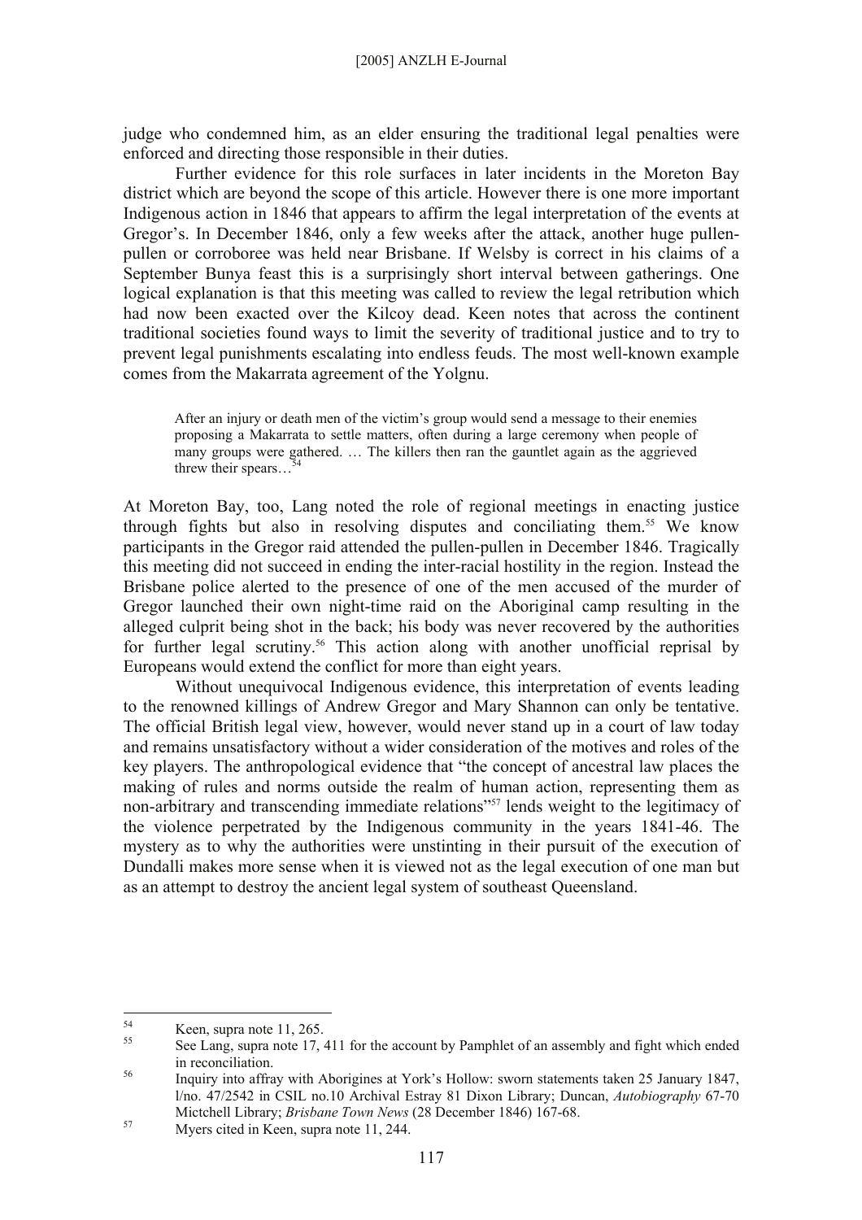judge who condemned him, as an elder ensuring the traditional legal penalties were enforced and directing those responsible in their duties.

Further evidence for this role surfaces in later incidents in the Moreton Bay district which are beyond the scope of this article. However there is one more important Indigenous action in 1846 that appears to affirm the legal interpretation of the events at Gregor's. In December 1846, only a few weeks after the attack, another huge pullen-pullen or corroboree was held near Brisbane. If Welsby is correct in his claims of a September Bunya feast this is a surprisingly short interval between gatherings. One logical explanation is that this meeting was called to review the legal retribution which had now been exacted over the Kilcoy dead. Keen notes that across the continent traditional societies found ways to limit the severity of traditional justice and to try to prevent legal punishments escalating into endless feuds. The most well-known example comes from the Makarrata agreement of the Yolgnu.

> After an injury or death men of the victim's group would send a message to their enemies proposing a Makarrata to settle matters, often during a large ceremony when people of many groups were gathered. … The killers then ran the gauntlet again as the aggrieved threw their spears…[54]

At Moreton Bay, too, Lang noted the role of regional meetings in enacting justice through fights but also in resolving disputes and conciliating them.[55] We know participants in the Gregor raid attended the pullen-pullen in December 1846. Tragically this meeting did not succeed in ending the inter-racial hostility in the region. Instead the Brisbane police alerted to the presence of one of the men accused of the murder of Gregor launched their own night-time raid on the Aboriginal camp resulting in the alleged culprit being shot in the back; his body was never recovered by the authorities for further legal scrutiny.[56] This action along with another unofficial reprisal by Europeans would extend the conflict for more than eight years.

Without unequivocal Indigenous evidence, this interpretation of events leading to the renowned killings of Andrew Gregor and Mary Shannon can only be tentative. The official British legal view, however, would never stand up in a court of law today and remains unsatisfactory without a wider consideration of the motives and roles of the key players. The anthropological evidence that "the concept of ancestral law places the making of rules and norms outside the realm of human action, representing them as non-arbitrary and transcending immediate relations"[57] lends weight to the legitimacy of the violence perpetrated by the Indigenous community in the years 1841-46. The mystery as to why the authorities were unstinting in their pursuit of the execution of Dundalli makes more sense when it is viewed not as the legal execution of one man but as an attempt to destroy the ancient legal system of southeast Queensland.

---

[54] Keen, supra note 11, 265.

[55] See Lang, supra note 17, 411 for the account by Pamphlet of an assembly and fight which ended in reconciliation.

[56] Inquiry into affray with Aborigines at York's Hollow: sworn statements taken 25 January 1847, l/no. 47/2542 in CSIL no.10 Archival Estray 81 Dixon Library; Duncan, *Autobiography* 67-70 Mictchell Library; *Brisbane Town News* (28 December 1846) 167-68.

[57] Myers cited in Keen, supra note 11, 244.